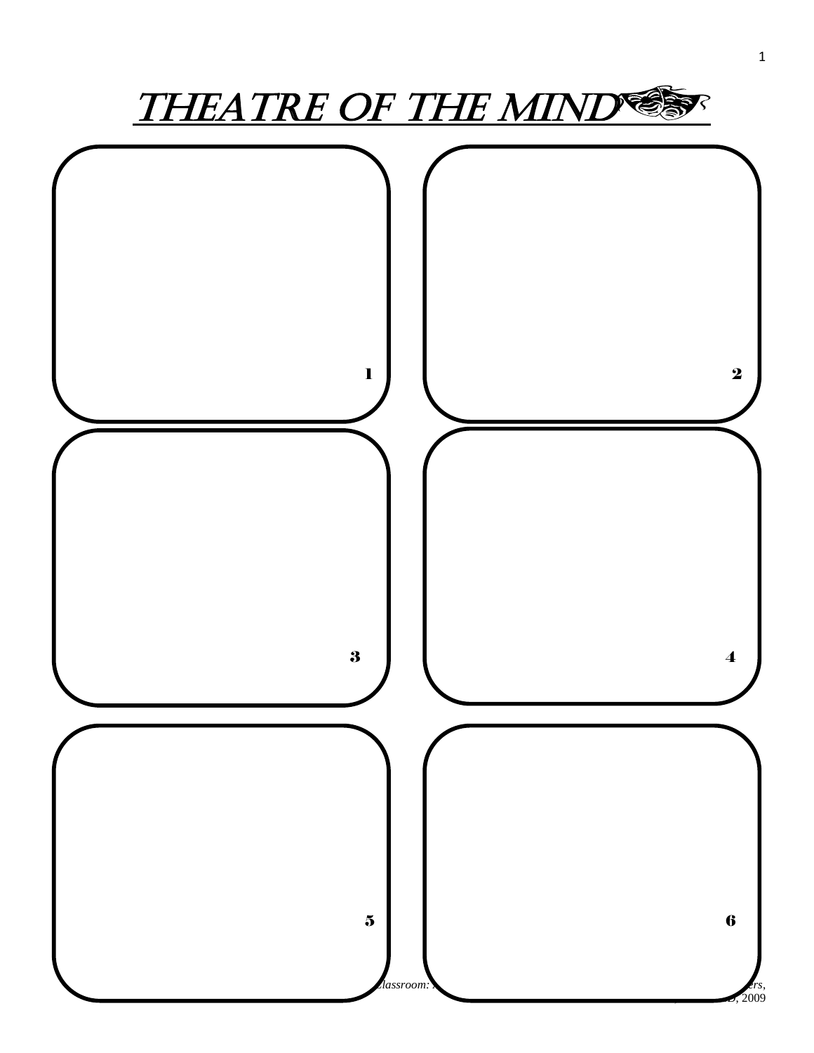# THEATRE OF THE MIND

1

2

3

4

5

6

*…Classroom: …ers,* …D, 2009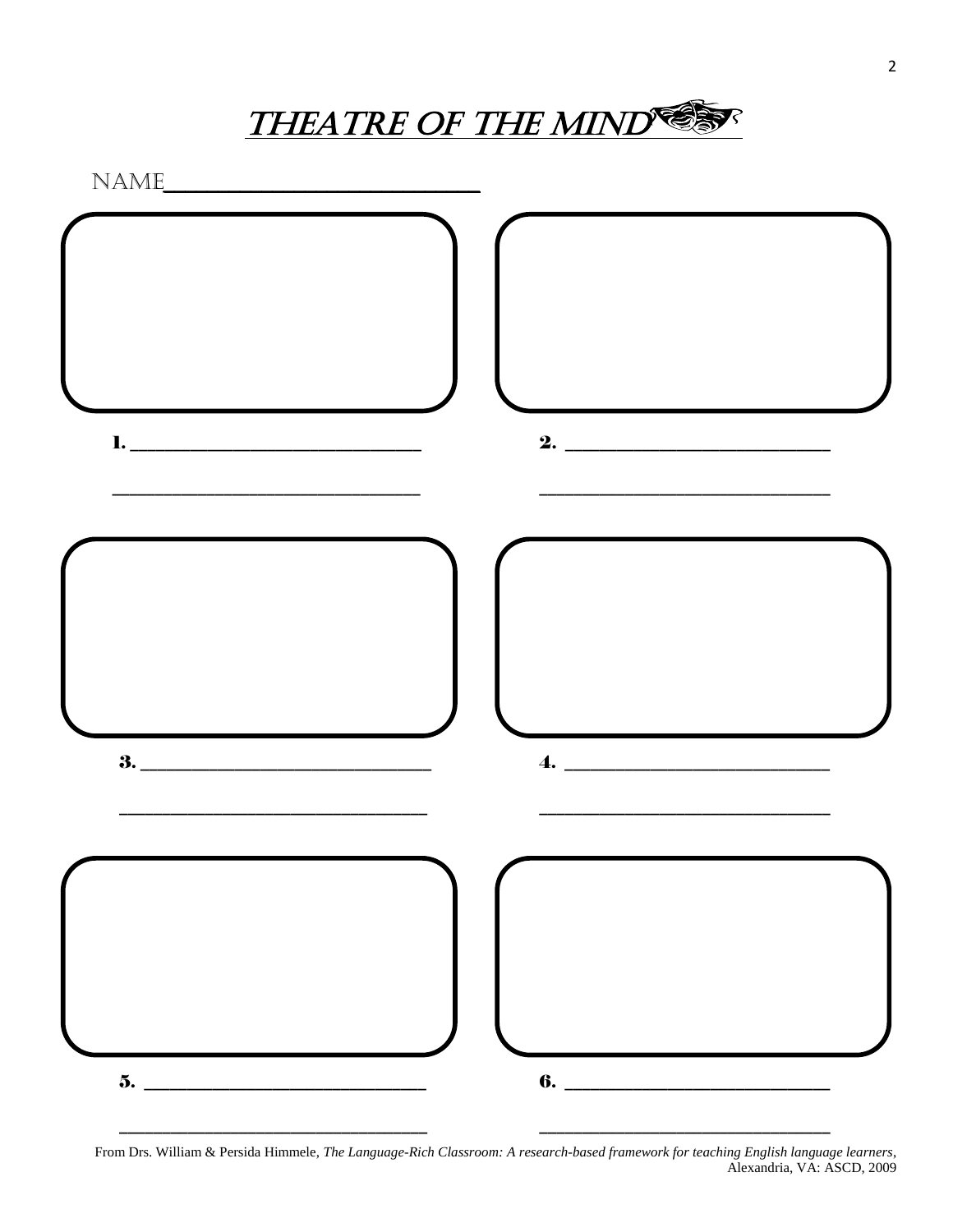# THEATRE OF THE MIND

NAME________________________

1. ______________________________

______________________________

2. ______________________________

______________________________

3. ______________________________

______________________________

4. ______________________________

______________________________

5. ______________________________

______________________________

6. ______________________________

______________________________

From Drs. William & Persida Himmele, *The Language-Rich Classroom: A research-based framework for teaching English language learners*, Alexandria, VA: ASCD, 2009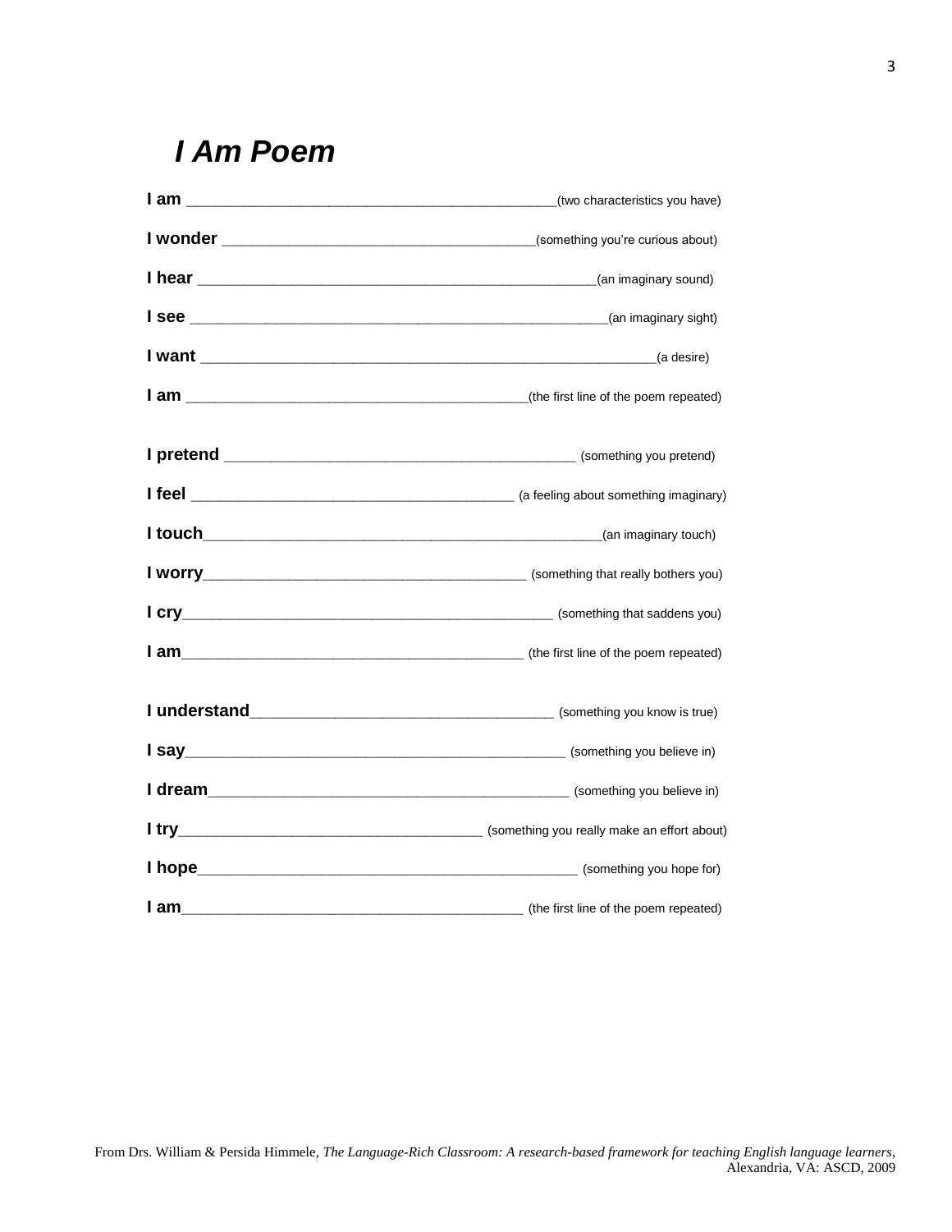# *I Am Poem*

**I am** _______________________________________________(two characteristics you have)

**I wonder** ________________________________________(something you're curious about)

**I hear** ____________________________________________________(an imaginary sound)

**I see** ______________________________________________________(an imaginary sight)

**I want** ____________________________________________________________(a desire)

**I am** ____________________________________________(the first line of the poem repeated)

**I pretend** _____________________________________________ (something you pretend)

**I feel** ________________________________________ (a feeling about something imaginary)

**I touch**____________________________________________________(an imaginary touch)

**I worry**_________________________________________ (something that really bothers you)

**I cry**_______________________________________________ (something that saddens you)

**I am**____________________________________________ (the first line of the poem repeated)

**I understand**_______________________________________ (something you know is true)

**I say**_________________________________________________ (something you believe in)

**I dream**______________________________________________ (something you believe in)

**I try**________________________________________ (something you really make an effort about)

**I hope**_________________________________________________ (something you hope for)

**I am**____________________________________________ (the first line of the poem repeated)

From Drs. William & Persida Himmele, *The Language-Rich Classroom: A research-based framework for teaching English language learners*, Alexandria, VA: ASCD, 2009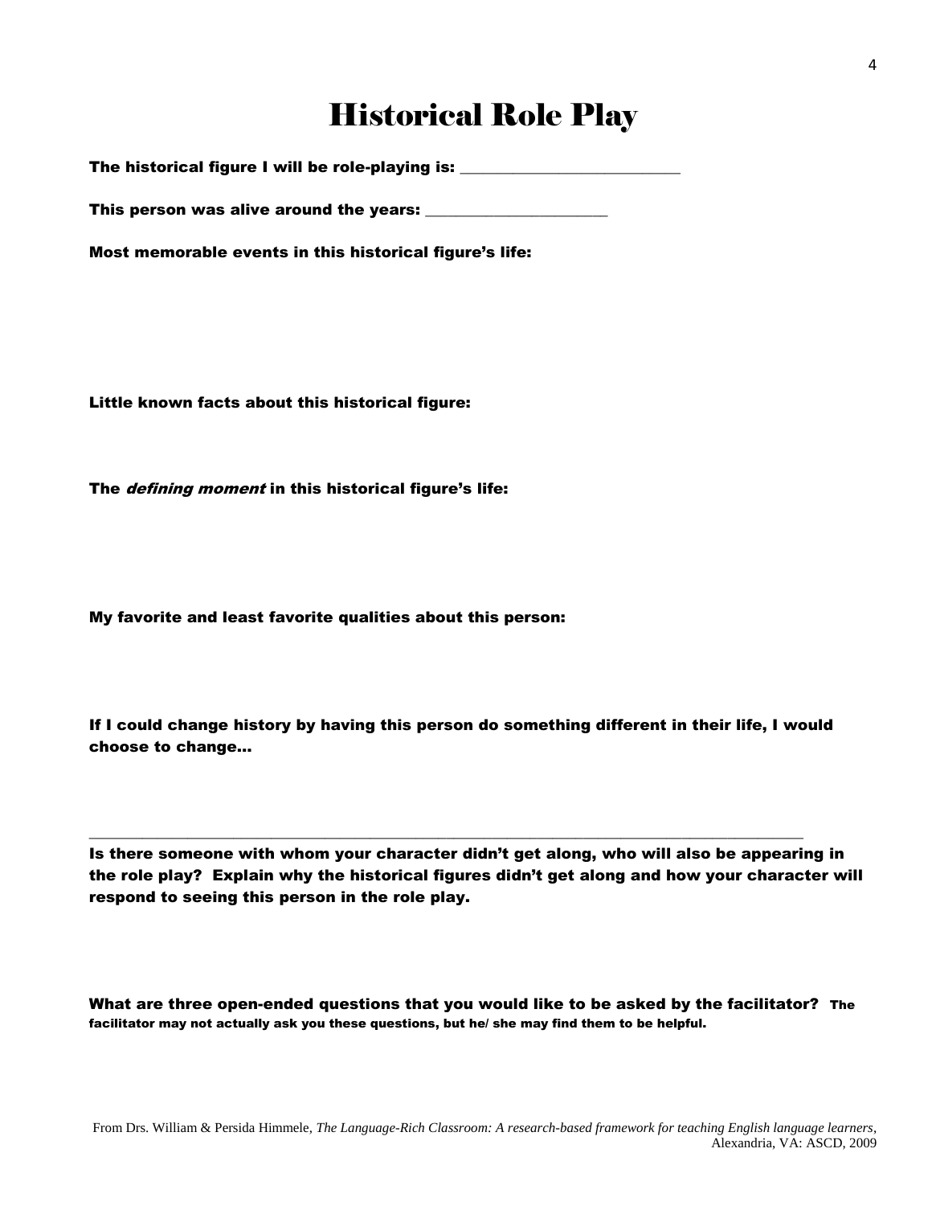# Historical Role Play

**The historical figure I will be role-playing is: \_\_\_\_\_\_\_\_\_\_\_\_\_\_\_\_\_\_\_\_\_\_\_\_\_\_\_\_**

**This person was alive around the years: \_\_\_\_\_\_\_\_\_\_\_\_\_\_\_\_\_\_\_\_\_\_\_\_**

**Most memorable events in this historical figure's life:**

**Little known facts about this historical figure:**

**The *defining moment* in this historical figure's life:**

**My favorite and least favorite qualities about this person:**

**If I could change history by having this person do something different in their life, I would choose to change…**

---

**Is there someone with whom your character didn't get along, who will also be appearing in the role play? Explain why the historical figures didn't get along and how your character will respond to seeing this person in the role play.**

**What are three open-ended questions that you would like to be asked by the facilitator? The facilitator may not actually ask you these questions, but he/ she may find them to be helpful.**

From Drs. William & Persida Himmele, *The Language-Rich Classroom: A research-based framework for teaching English language learners*, Alexandria, VA: ASCD, 2009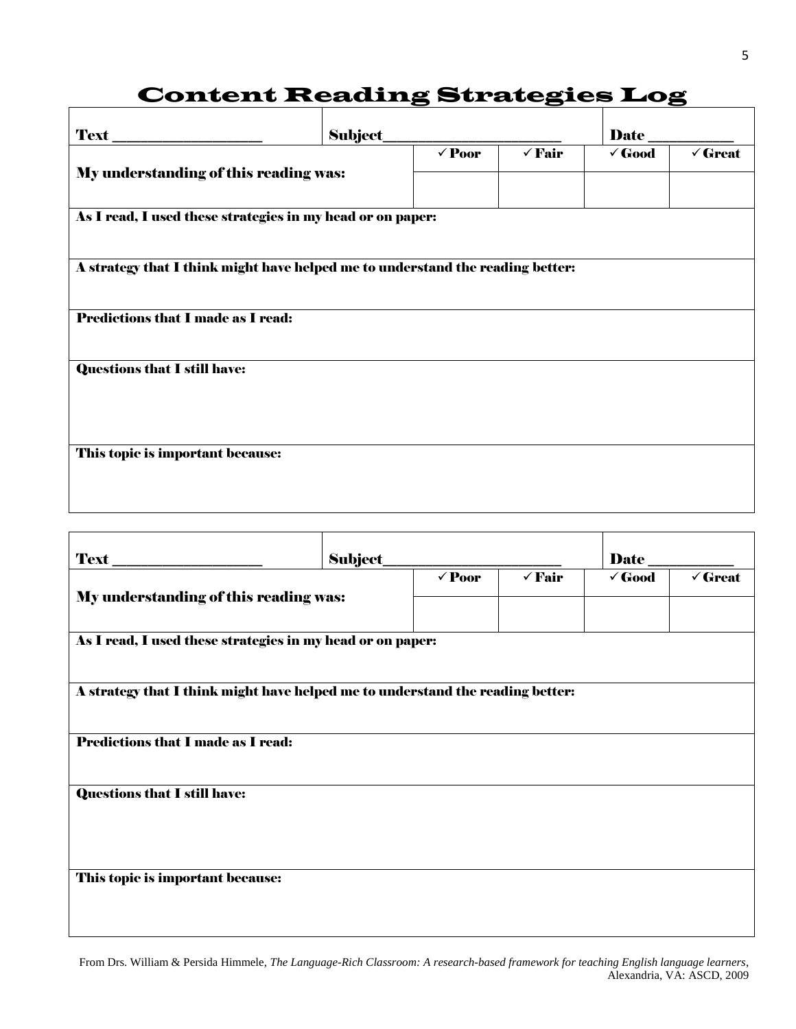# Content Reading Strategies Log

| Text ___________________ | Subject______________________ | | | Date __________ | |
|---|---|---|---|---|---|
| My understanding of this reading was: | | ✓Poor | ✓Fair | ✓Good | ✓Great |
| | | | | | |
| **As I read, I used these strategies in my head or on paper:** | | | | | |
| **A strategy that I think might have helped me to understand the reading better:** | | | | | |
| **Predictions that I made as I read:** | | | | | |
| **Questions that I still have:** | | | | | |
| **This topic is important because:** | | | | | |

| Text ___________________ | Subject______________________ | | | Date __________ | |
|---|---|---|---|---|---|
| My understanding of this reading was: | | ✓Poor | ✓Fair | ✓Good | ✓Great |
| | | | | | |
| **As I read, I used these strategies in my head or on paper:** | | | | | |
| **A strategy that I think might have helped me to understand the reading better:** | | | | | |
| **Predictions that I made as I read:** | | | | | |
| **Questions that I still have:** | | | | | |
| **This topic is important because:** | | | | | |

From Drs. William & Persida Himmele, *The Language-Rich Classroom: A research-based framework for teaching English language learners*, Alexandria, VA: ASCD, 2009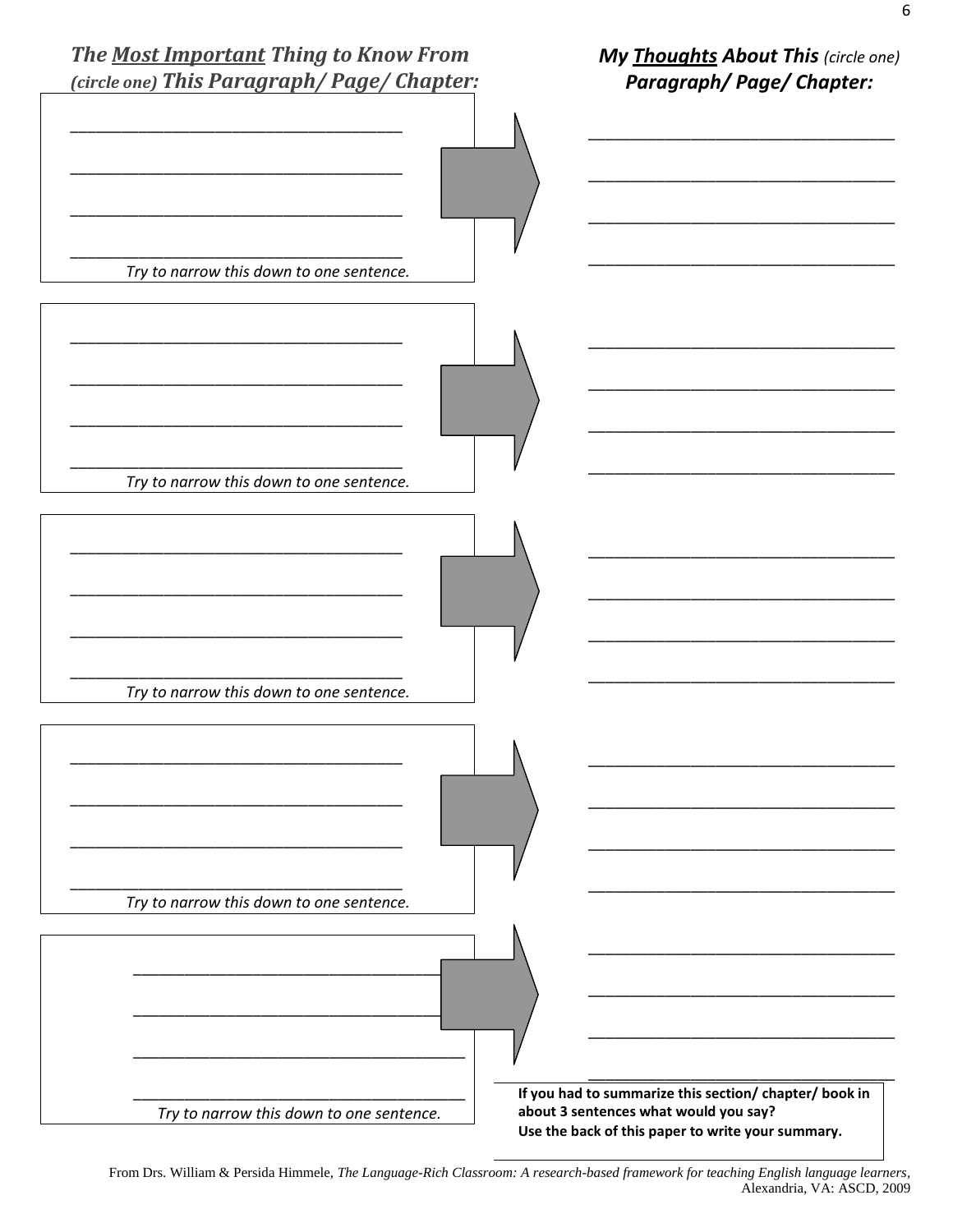***The Most Important Thing to Know From (circle one) This Paragraph/ Page/ Chapter:***

***My Thoughts About This (circle one) Paragraph/ Page/ Chapter:***

| The Most Important Thing | | My Thoughts |
|---|---|---|
| ___________________________________<br>___________________________________<br>___________________________________<br>___________________________________<br>*Try to narrow this down to one sentence.* | → | ___________________________________<br>___________________________________<br>___________________________________<br>___________________________________ |
| ___________________________________<br>___________________________________<br>___________________________________<br>___________________________________<br>*Try to narrow this down to one sentence.* | → | ___________________________________<br>___________________________________<br>___________________________________<br>___________________________________ |
| ___________________________________<br>___________________________________<br>___________________________________<br>___________________________________<br>*Try to narrow this down to one sentence.* | → | ___________________________________<br>___________________________________<br>___________________________________<br>___________________________________ |
| ___________________________________<br>___________________________________<br>___________________________________<br>___________________________________<br>*Try to narrow this down to one sentence.* | → | ___________________________________<br>___________________________________<br>___________________________________<br>___________________________________ |
| ___________________________________<br>___________________________________<br>___________________________________<br>___________________________________<br>*Try to narrow this down to one sentence.* | → | ___________________________________<br>___________________________________<br>___________________________________<br>___________________________________ |

**If you had to summarize this section/ chapter/ book in about 3 sentences what would you say?**
**Use the back of this paper to write your summary.**

From Drs. William & Persida Himmele, *The Language-Rich Classroom: A research-based framework for teaching English language learners*, Alexandria, VA: ASCD, 2009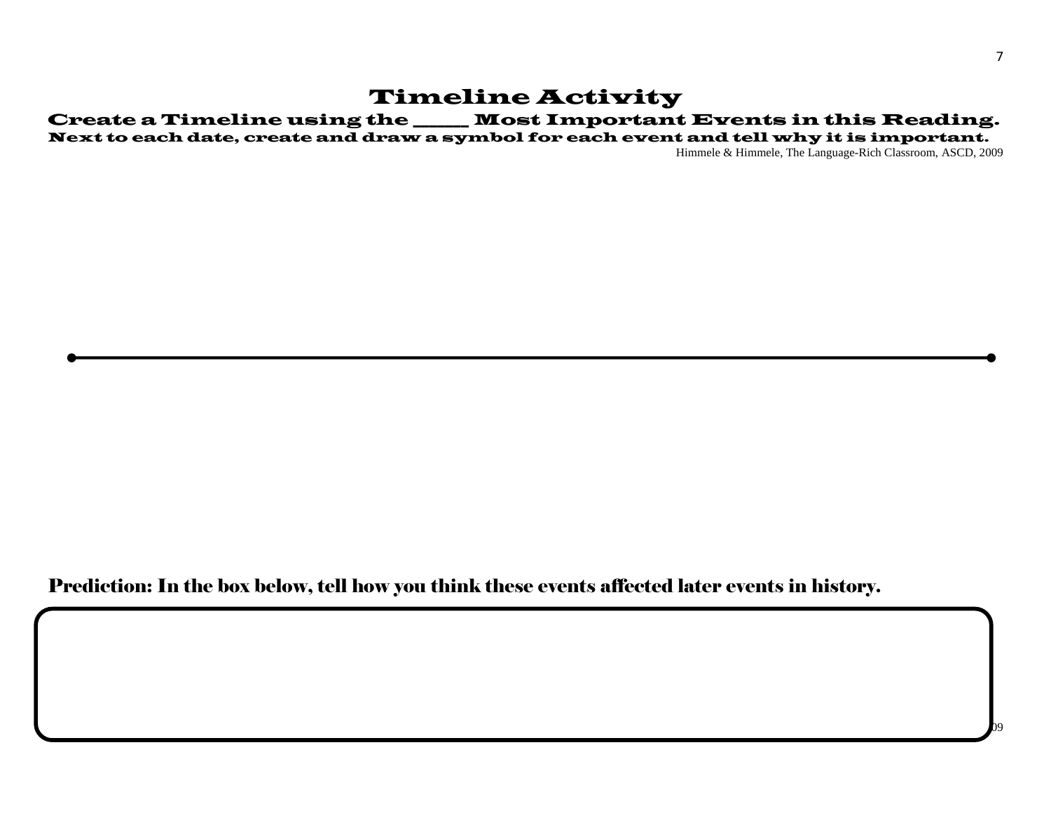# Timeline Activity

## Create a Timeline using the _____ Most Important Events in this Reading.

### Next to each date, create and draw a symbol for each event and tell why it is important.

Himmele & Himmele, The Language-Rich Classroom, ASCD, 2009

**Prediction: In the box below, tell how you think these events affected later events in history.**